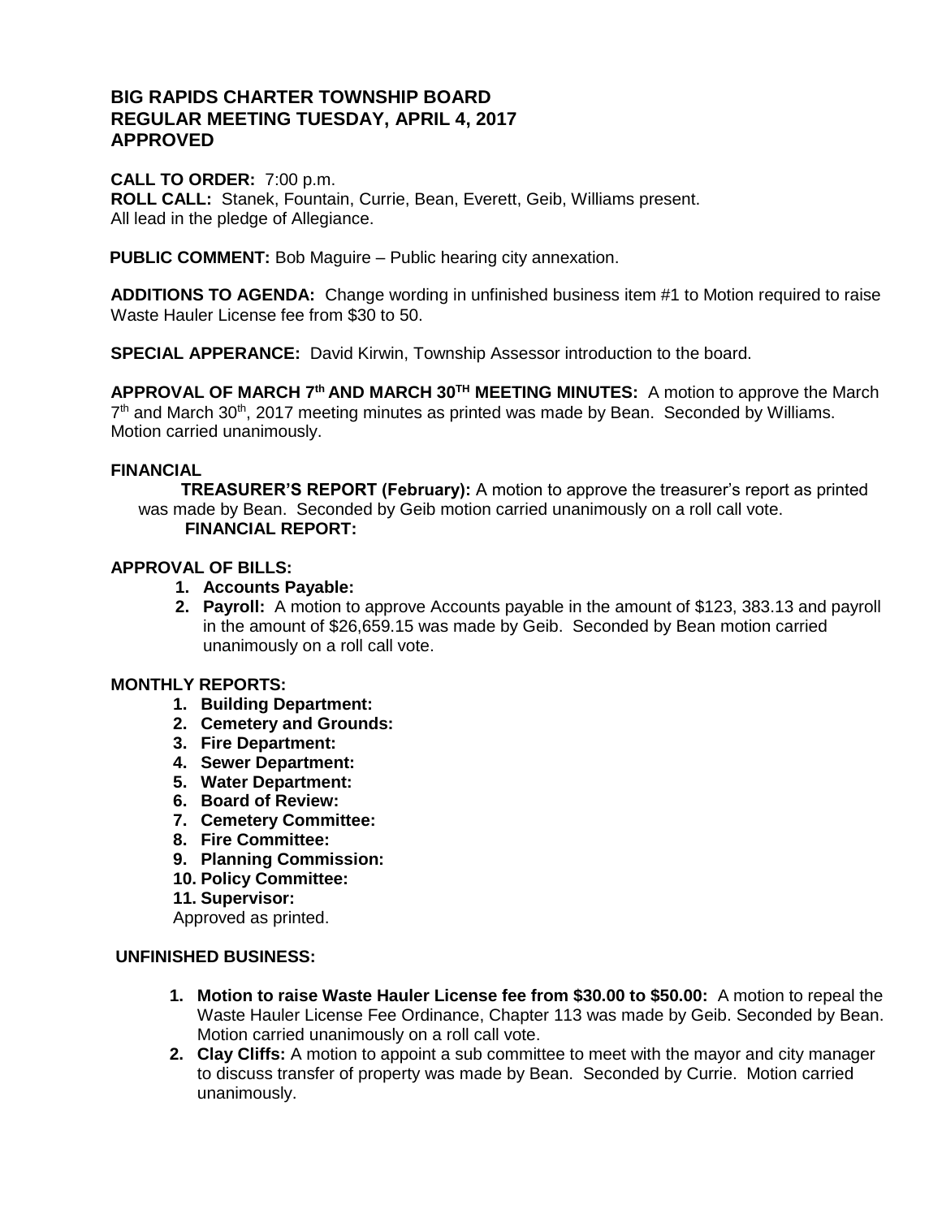# BIG RAPIDS CHARTER TOWNSHIP BOARD
# REGULAR MEETING TUESDAY, APRIL 4, 2017
# APPROVED

**CALL TO ORDER:** 7:00 p.m.
**ROLL CALL:** Stanek, Fountain, Currie, Bean, Everett, Geib, Williams present.
All lead in the pledge of Allegiance.

**PUBLIC COMMENT:** Bob Maguire – Public hearing city annexation.

**ADDITIONS TO AGENDA:** Change wording in unfinished business item #1 to Motion required to raise Waste Hauler License fee from $30 to 50.

**SPECIAL APPERANCE:** David Kirwin, Township Assessor introduction to the board.

**APPROVAL OF MARCH 7th AND MARCH 30TH MEETING MINUTES:** A motion to approve the March 7th and March 30th, 2017 meeting minutes as printed was made by Bean. Seconded by Williams. Motion carried unanimously.

**FINANCIAL**

**TREASURER'S REPORT (February):** A motion to approve the treasurer's report as printed was made by Bean. Seconded by Geib motion carried unanimously on a roll call vote.

**FINANCIAL REPORT:**

**APPROVAL OF BILLS:**

1. **Accounts Payable:**
2. **Payroll:** A motion to approve Accounts payable in the amount of $123, 383.13 and payroll in the amount of $26,659.15 was made by Geib. Seconded by Bean motion carried unanimously on a roll call vote.

**MONTHLY REPORTS:**

1. **Building Department:**
2. **Cemetery and Grounds:**
3. **Fire Department:**
4. **Sewer Department:**
5. **Water Department:**
6. **Board of Review:**
7. **Cemetery Committee:**
8. **Fire Committee:**
9. **Planning Commission:**
10. **Policy Committee:**
11. **Supervisor:**

Approved as printed.

**UNFINISHED BUSINESS:**

1. **Motion to raise Waste Hauler License fee from $30.00 to $50.00:** A motion to repeal the Waste Hauler License Fee Ordinance, Chapter 113 was made by Geib. Seconded by Bean. Motion carried unanimously on a roll call vote.
2. **Clay Cliffs:** A motion to appoint a sub committee to meet with the mayor and city manager to discuss transfer of property was made by Bean. Seconded by Currie. Motion carried unanimously.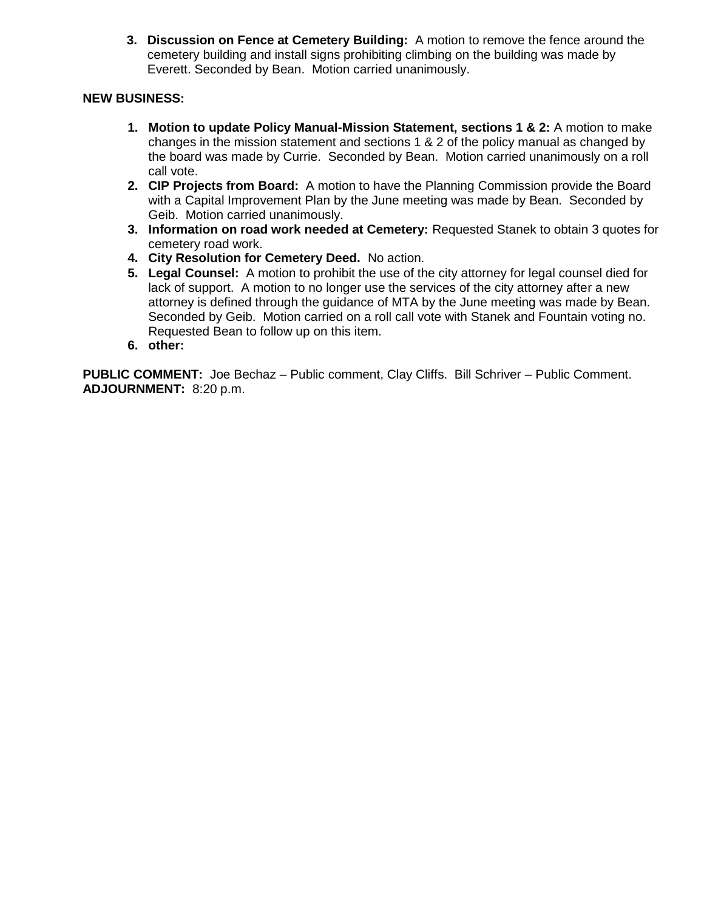3. **Discussion on Fence at Cemetery Building:** A motion to remove the fence around the cemetery building and install signs prohibiting climbing on the building was made by Everett. Seconded by Bean. Motion carried unanimously.

**NEW BUSINESS:**

1. **Motion to update Policy Manual-Mission Statement, sections 1 & 2:** A motion to make changes in the mission statement and sections 1 & 2 of the policy manual as changed by the board was made by Currie. Seconded by Bean. Motion carried unanimously on a roll call vote.
2. **CIP Projects from Board:** A motion to have the Planning Commission provide the Board with a Capital Improvement Plan by the June meeting was made by Bean. Seconded by Geib. Motion carried unanimously.
3. **Information on road work needed at Cemetery:** Requested Stanek to obtain 3 quotes for cemetery road work.
4. **City Resolution for Cemetery Deed.** No action.
5. **Legal Counsel:** A motion to prohibit the use of the city attorney for legal counsel died for lack of support. A motion to no longer use the services of the city attorney after a new attorney is defined through the guidance of MTA by the June meeting was made by Bean. Seconded by Geib. Motion carried on a roll call vote with Stanek and Fountain voting no. Requested Bean to follow up on this item.
6. **other:**

**PUBLIC COMMENT:** Joe Bechaz – Public comment, Clay Cliffs. Bill Schriver – Public Comment.
**ADJOURNMENT:** 8:20 p.m.